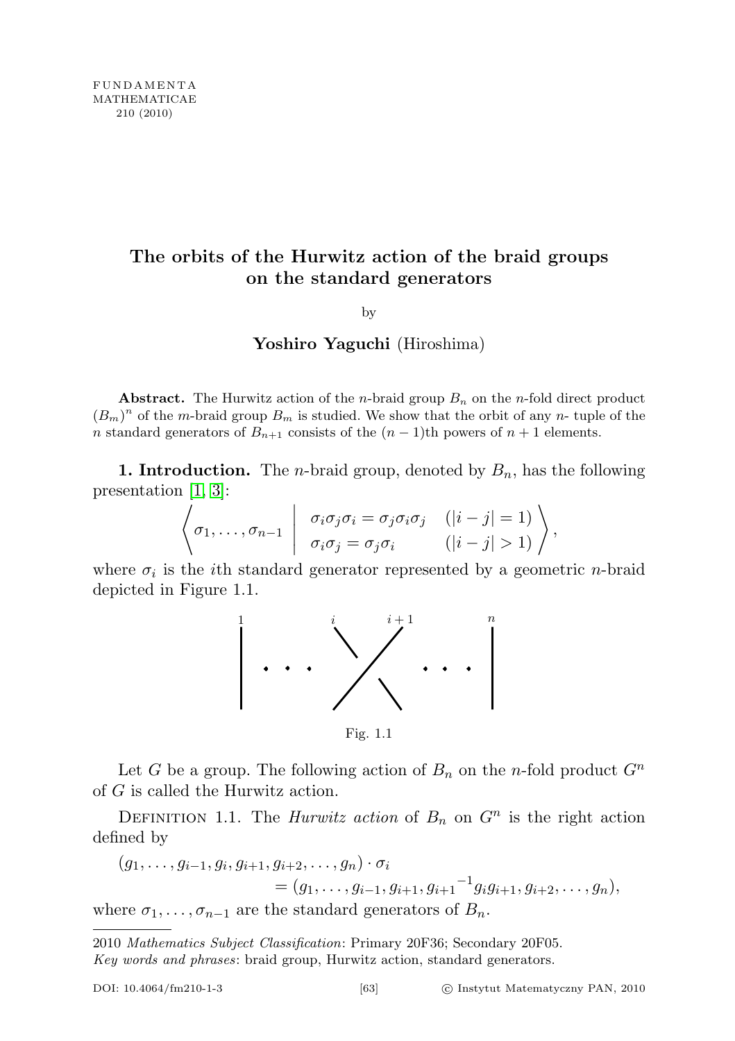# The orbits of the Hurwitz action of the braid groups on the standard generators

by

**Yoshiro Yaguchi** (Hiroshima)

**Abstract.** The Hurwitz action of the $n$-braid group $B_n$ on the $n$-fold direct product $(B_m)^n$ of the $m$-braid group $B_m$ is studied. We show that the orbit of any $n$- tuple of the $n$ standard generators of $B_{n+1}$ consists of the $(n-1)$th powers of $n+1$ elements.

**1. Introduction.** The $n$-braid group, denoted by $B_n$, has the following presentation [1, 3]:

$$\left\langle \sigma_1, \ldots, \sigma_{n-1} \;\middle|\; \begin{array}{ll} \sigma_i\sigma_j\sigma_i = \sigma_j\sigma_i\sigma_j & (|i-j|=1) \\ \sigma_i\sigma_j = \sigma_j\sigma_i & (|i-j|>1) \end{array} \right\rangle,$$

where $\sigma_i$ is the $i$th standard generator represented by a geometric $n$-braid depicted in Figure 1.1.

Fig. 1.1

Let $G$ be a group. The following action of $B_n$ on the $n$-fold product $G^n$ of $G$ is called the Hurwitz action.

Definition 1.1. The *Hurwitz action* of $B_n$ on $G^n$ is the right action defined by

$$(g_1, \ldots, g_{i-1}, g_i, g_{i+1}, g_{i+2}, \ldots, g_n) \cdot \sigma_i = (g_1, \ldots, g_{i-1}, g_{i+1}, {g_{i+1}}^{-1} g_i g_{i+1}, g_{i+2}, \ldots, g_n),$$

where $\sigma_1, \ldots, \sigma_{n-1}$ are the standard generators of $B_n$.

---

2010 *Mathematics Subject Classification*: Primary 20F36; Secondary 20F05.
*Key words and phrases*: braid group, Hurwitz action, standard generators.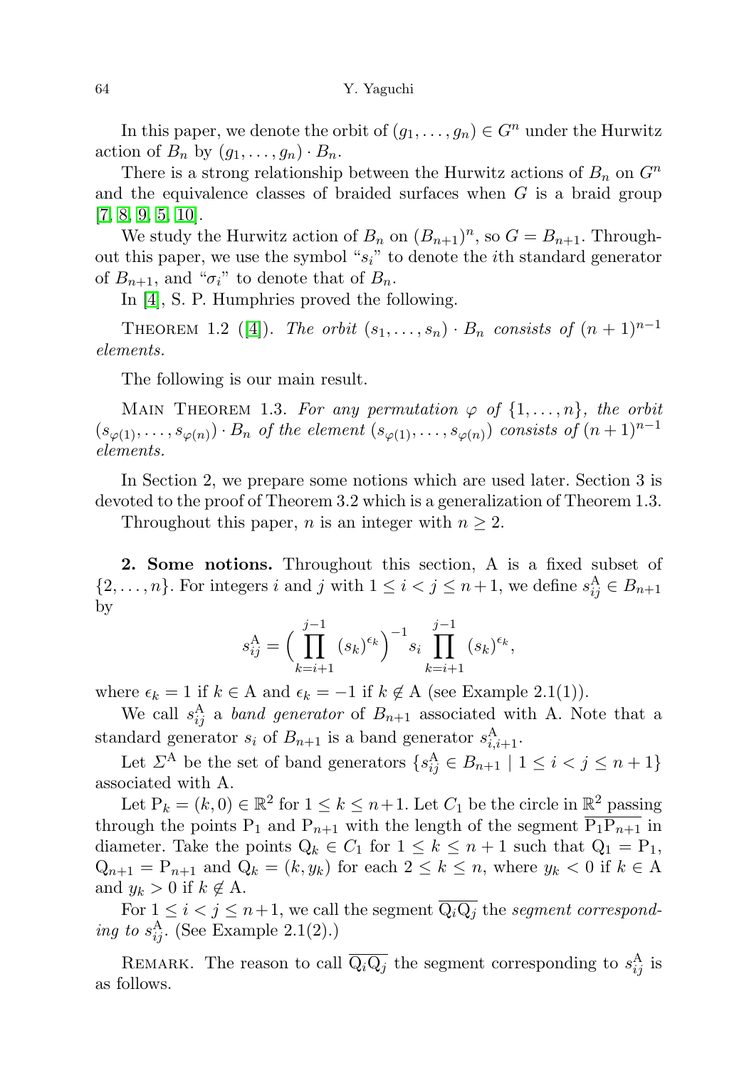In this paper, we denote the orbit of $(g_1, \dots, g_n) \in G^n$ under the Hurwitz action of $B_n$ by $(g_1, \dots, g_n) \cdot B_n$.

There is a strong relationship between the Hurwitz actions of $B_n$ on $G^n$ and the equivalence classes of braided surfaces when $G$ is a braid group [7, 8, 9, 5, 10].

We study the Hurwitz action of $B_n$ on $(B_{n+1})^n$, so $G = B_{n+1}$. Throughout this paper, we use the symbol "$s_i$" to denote the $i$th standard generator of $B_{n+1}$, and "$\sigma_i$" to denote that of $B_n$.

In [4], S. P. Humphries proved the following.

THEOREM 1.2 ([4]). *The orbit $(s_1, \dots, s_n) \cdot B_n$ consists of $(n+1)^{n-1}$ elements.*

The following is our main result.

MAIN THEOREM 1.3. *For any permutation $\varphi$ of $\{1, \dots, n\}$, the orbit $(s_{\varphi(1)}, \dots, s_{\varphi(n)}) \cdot B_n$ of the element $(s_{\varphi(1)}, \dots, s_{\varphi(n)})$ consists of $(n+1)^{n-1}$ elements.*

In Section 2, we prepare some notions which are used later. Section 3 is devoted to the proof of Theorem 3.2 which is a generalization of Theorem 1.3.

Throughout this paper, $n$ is an integer with $n \geq 2$.

**2. Some notions.** Throughout this section, A is a fixed subset of $\{2, \dots, n\}$. For integers $i$ and $j$ with $1 \leq i < j \leq n+1$, we define $s_{ij}^{\mathrm{A}} \in B_{n+1}$ by

$$s_{ij}^{\mathrm{A}} = \Big( \prod_{k=i+1}^{j-1} (s_k)^{\epsilon_k} \Big)^{-1} s_i \prod_{k=i+1}^{j-1} (s_k)^{\epsilon_k},$$

where $\epsilon_k = 1$ if $k \in \mathrm{A}$ and $\epsilon_k = -1$ if $k \notin \mathrm{A}$ (see Example 2.1(1)).

We call $s_{ij}^{\mathrm{A}}$ a *band generator* of $B_{n+1}$ associated with A. Note that a standard generator $s_i$ of $B_{n+1}$ is a band generator $s_{i,i+1}^{\mathrm{A}}$.

Let $\Sigma^{\mathrm{A}}$ be the set of band generators $\{s_{ij}^{\mathrm{A}} \in B_{n+1} \mid 1 \leq i < j \leq n+1\}$ associated with A.

Let $\mathrm{P}_k = (k, 0) \in \mathbb{R}^2$ for $1 \leq k \leq n+1$. Let $C_1$ be the circle in $\mathbb{R}^2$ passing through the points $\mathrm{P}_1$ and $\mathrm{P}_{n+1}$ with the length of the segment $\overline{\mathrm{P}_1\mathrm{P}_{n+1}}$ in diameter. Take the points $\mathrm{Q}_k \in C_1$ for $1 \leq k \leq n+1$ such that $\mathrm{Q}_1 = \mathrm{P}_1$, $\mathrm{Q}_{n+1} = \mathrm{P}_{n+1}$ and $\mathrm{Q}_k = (k, y_k)$ for each $2 \leq k \leq n$, where $y_k < 0$ if $k \in \mathrm{A}$ and $y_k > 0$ if $k \notin \mathrm{A}$.

For $1 \leq i < j \leq n+1$, we call the segment $\overline{\mathrm{Q}_i\mathrm{Q}_j}$ the *segment corresponding to $s_{ij}^{\mathrm{A}}$*. (See Example 2.1(2).)

REMARK. The reason to call $\overline{\mathrm{Q}_i\mathrm{Q}_j}$ the segment corresponding to $s_{ij}^{\mathrm{A}}$ is as follows.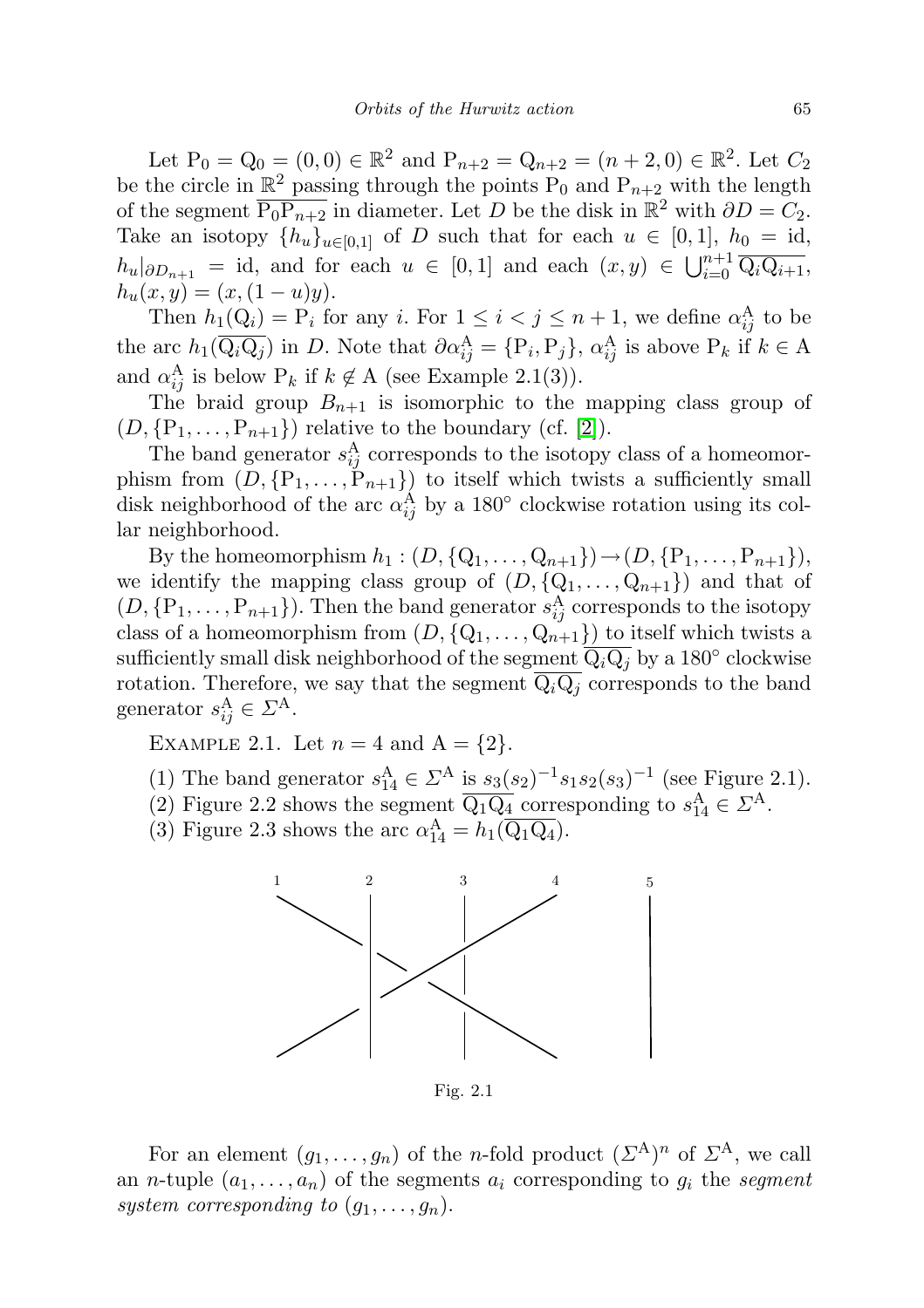Let $\mathrm{P}_0 = \mathrm{Q}_0 = (0,0) \in \mathbb{R}^2$ and $\mathrm{P}_{n+2} = \mathrm{Q}_{n+2} = (n+2,0) \in \mathbb{R}^2$. Let $C_2$ be the circle in $\mathbb{R}^2$ passing through the points $\mathrm{P}_0$ and $\mathrm{P}_{n+2}$ with the length of the segment $\overline{\mathrm{P}_0\mathrm{P}_{n+2}}$ in diameter. Let $D$ be the disk in $\mathbb{R}^2$ with $\partial D = C_2$. Take an isotopy $\{h_u\}_{u\in[0,1]}$ of $D$ such that for each $u \in [0,1]$, $h_0 = \mathrm{id}$, $h_u|_{\partial D_{n+1}} = \mathrm{id}$, and for each $u \in [0,1]$ and each $(x,y) \in \bigcup_{i=0}^{n+1} \overline{\mathrm{Q}_i\mathrm{Q}_{i+1}}$, $h_u(x,y) = (x,(1-u)y)$.

Then $h_1(\mathrm{Q}_i) = \mathrm{P}_i$ for any $i$. For $1 \le i < j \le n+1$, we define $\alpha_{ij}^{\mathrm{A}}$ to be the arc $h_1(\overline{\mathrm{Q}_i\mathrm{Q}_j})$ in $D$. Note that $\partial\alpha_{ij}^{\mathrm{A}} = \{\mathrm{P}_i, \mathrm{P}_j\}$, $\alpha_{ij}^{\mathrm{A}}$ is above $\mathrm{P}_k$ if $k \in \mathrm{A}$ and $\alpha_{ij}^{\mathrm{A}}$ is below $\mathrm{P}_k$ if $k \notin \mathrm{A}$ (see Example 2.1(3)).

The braid group $B_{n+1}$ is isomorphic to the mapping class group of $(D, \{\mathrm{P}_1, \dots, \mathrm{P}_{n+1}\})$ relative to the boundary (cf. [2]).

The band generator $s_{ij}^{\mathrm{A}}$ corresponds to the isotopy class of a homeomorphism from $(D, \{\mathrm{P}_1, \dots, \mathrm{P}_{n+1}\})$ to itself which twists a sufficiently small disk neighborhood of the arc $\alpha_{ij}^{\mathrm{A}}$ by a $180^\circ$ clockwise rotation using its collar neighborhood.

By the homeomorphism $h_1 : (D, \{\mathrm{Q}_1, \dots, \mathrm{Q}_{n+1}\}) \to (D, \{\mathrm{P}_1, \dots, \mathrm{P}_{n+1}\})$, we identify the mapping class group of $(D, \{\mathrm{Q}_1, \dots, \mathrm{Q}_{n+1}\})$ and that of $(D, \{\mathrm{P}_1, \dots, \mathrm{P}_{n+1}\})$. Then the band generator $s_{ij}^{\mathrm{A}}$ corresponds to the isotopy class of a homeomorphism from $(D, \{\mathrm{Q}_1, \dots, \mathrm{Q}_{n+1}\})$ to itself which twists a sufficiently small disk neighborhood of the segment $\overline{\mathrm{Q}_i\mathrm{Q}_j}$ by a $180^\circ$ clockwise rotation. Therefore, we say that the segment $\overline{\mathrm{Q}_i\mathrm{Q}_j}$ corresponds to the band generator $s_{ij}^{\mathrm{A}} \in \Sigma^{\mathrm{A}}$.

Example 2.1. Let $n = 4$ and $\mathrm{A} = \{2\}$.

(1) The band generator $s_{14}^{\mathrm{A}} \in \Sigma^{\mathrm{A}}$ is $s_3(s_2)^{-1}s_1s_2(s_3)^{-1}$ (see Figure 2.1).
(2) Figure 2.2 shows the segment $\overline{\mathrm{Q}_1\mathrm{Q}_4}$ corresponding to $s_{14}^{\mathrm{A}} \in \Sigma^{\mathrm{A}}$.
(3) Figure 2.3 shows the arc $\alpha_{14}^{\mathrm{A}} = h_1(\overline{\mathrm{Q}_1\mathrm{Q}_4})$.

Fig. 2.1

For an element $(g_1, \dots, g_n)$ of the $n$-fold product $(\Sigma^{\mathrm{A}})^n$ of $\Sigma^{\mathrm{A}}$, we call an $n$-tuple $(a_1, \dots, a_n)$ of the segments $a_i$ corresponding to $g_i$ the *segment system corresponding to* $(g_1, \dots, g_n)$.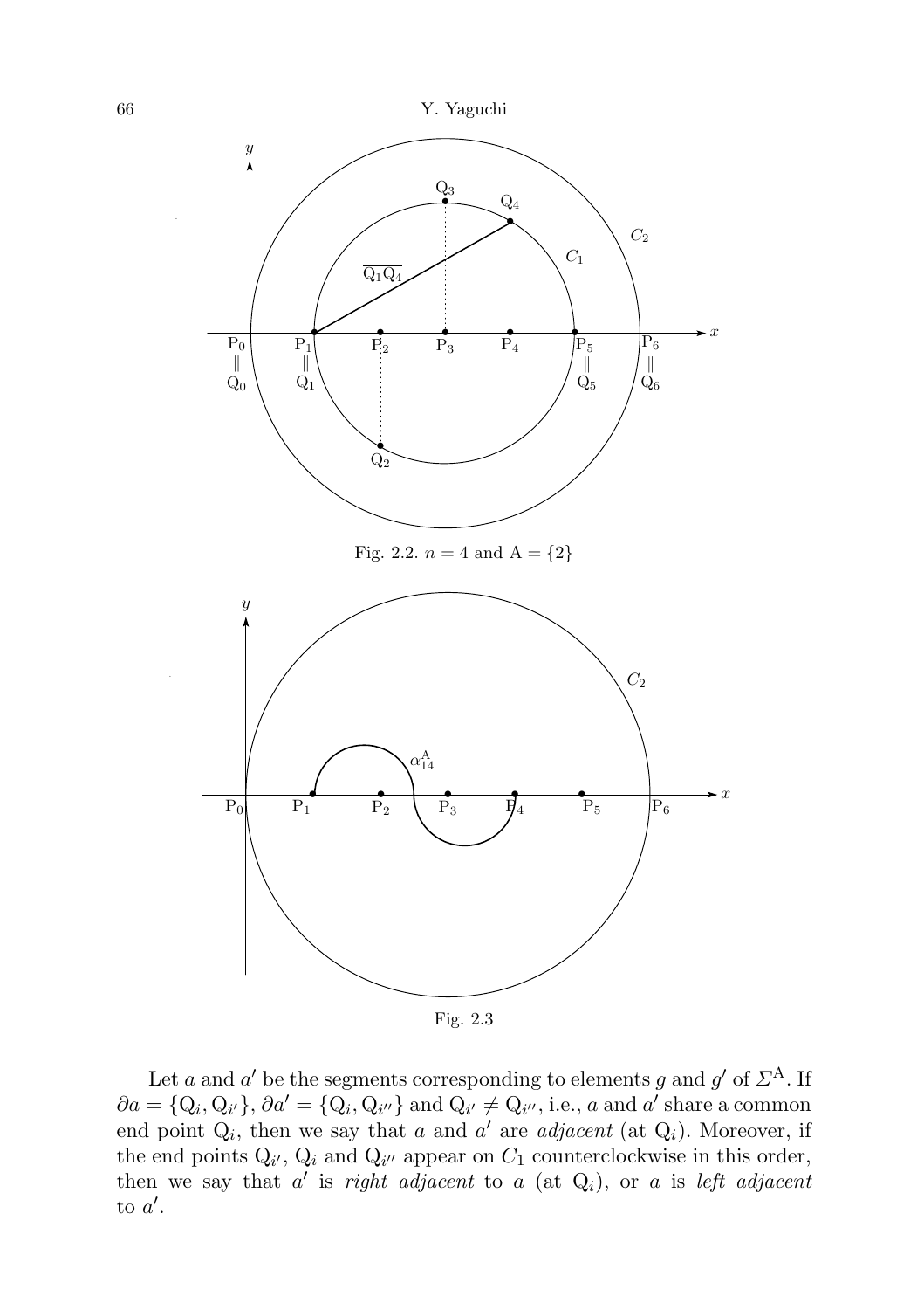Fig. 2.2. $n = 4$ and $\mathrm{A} = \{2\}$

Fig. 2.3

Let $a$ and $a'$ be the segments corresponding to elements $g$ and $g'$ of $\Sigma^{\mathrm{A}}$. If $\partial a = \{\mathrm{Q}_i, \mathrm{Q}_{i'}\}$, $\partial a' = \{\mathrm{Q}_i, \mathrm{Q}_{i''}\}$ and $\mathrm{Q}_{i'} \neq \mathrm{Q}_{i''}$, i.e., $a$ and $a'$ share a common end point $\mathrm{Q}_i$, then we say that $a$ and $a'$ are *adjacent* (at $\mathrm{Q}_i$). Moreover, if the end points $\mathrm{Q}_{i'}$, $\mathrm{Q}_i$ and $\mathrm{Q}_{i''}$ appear on $C_1$ counterclockwise in this order, then we say that $a'$ is *right adjacent* to $a$ (at $\mathrm{Q}_i$), or $a$ is *left adjacent* to $a'$.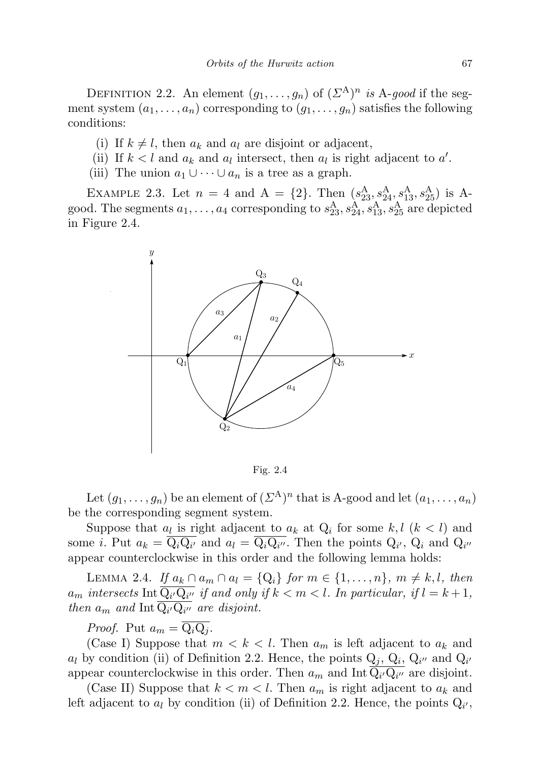DEFINITION 2.2. An element $(g_1, \ldots, g_n)$ of $(\Sigma^{\mathrm{A}})^n$ *is* A-*good* if the segment system $(a_1, \ldots, a_n)$ corresponding to $(g_1, \ldots, g_n)$ satisfies the following conditions:

(i) If $k \neq l$, then $a_k$ and $a_l$ are disjoint or adjacent,

(ii) If $k < l$ and $a_k$ and $a_l$ intersect, then $a_l$ is right adjacent to $a'$.

(iii) The union $a_1 \cup \cdots \cup a_n$ is a tree as a graph.

EXAMPLE 2.3. Let $n = 4$ and $\mathrm{A} = \{2\}$. Then $(s_{23}^{\mathrm{A}}, s_{24}^{\mathrm{A}}, s_{13}^{\mathrm{A}}, s_{25}^{\mathrm{A}})$ is A-good. The segments $a_1, \ldots, a_4$ corresponding to $s_{23}^{\mathrm{A}}, s_{24}^{\mathrm{A}}, s_{13}^{\mathrm{A}}, s_{25}^{\mathrm{A}}$ are depicted in Figure 2.4.

Fig. 2.4

Let $(g_1, \ldots, g_n)$ be an element of $(\Sigma^{\mathrm{A}})^n$ that is A-good and let $(a_1, \ldots, a_n)$ be the corresponding segment system.

Suppose that $a_l$ is right adjacent to $a_k$ at $\mathrm{Q}_i$ for some $k, l$ $(k < l)$ and some $i$. Put $a_k = \overline{\mathrm{Q}_i \mathrm{Q}_{i'}}$ and $a_l = \overline{\mathrm{Q}_i \mathrm{Q}_{i''}}$. Then the points $\mathrm{Q}_{i'}$, $\mathrm{Q}_i$ and $\mathrm{Q}_{i''}$ appear counterclockwise in this order and the following lemma holds:

LEMMA 2.4. *If $a_k \cap a_m \cap a_l = \{\mathrm{Q}_i\}$ for $m \in \{1, \ldots, n\}$, $m \neq k, l$, then $a_m$ intersects $\mathrm{Int}\, \overline{\mathrm{Q}_{i'} \mathrm{Q}_{i''}}$ if and only if $k < m < l$. In particular, if $l = k + 1$, then $a_m$ and $\mathrm{Int}\, \overline{\mathrm{Q}_{i'} \mathrm{Q}_{i''}}$ are disjoint.*

*Proof.* Put $a_m = \overline{\mathrm{Q}_i \mathrm{Q}_j}$.

(Case I) Suppose that $m < k < l$. Then $a_m$ is left adjacent to $a_k$ and $a_l$ by condition (ii) of Definition 2.2. Hence, the points $\mathrm{Q}_j$, $\mathrm{Q}_i$, $\mathrm{Q}_{i''}$ and $\mathrm{Q}_{i'}$ appear counterclockwise in this order. Then $a_m$ and $\mathrm{Int}\, \overline{\mathrm{Q}_{i'} \mathrm{Q}_{i''}}$ are disjoint.

(Case II) Suppose that $k < m < l$. Then $a_m$ is right adjacent to $a_k$ and left adjacent to $a_l$ by condition (ii) of Definition 2.2. Hence, the points $\mathrm{Q}_{i'}$,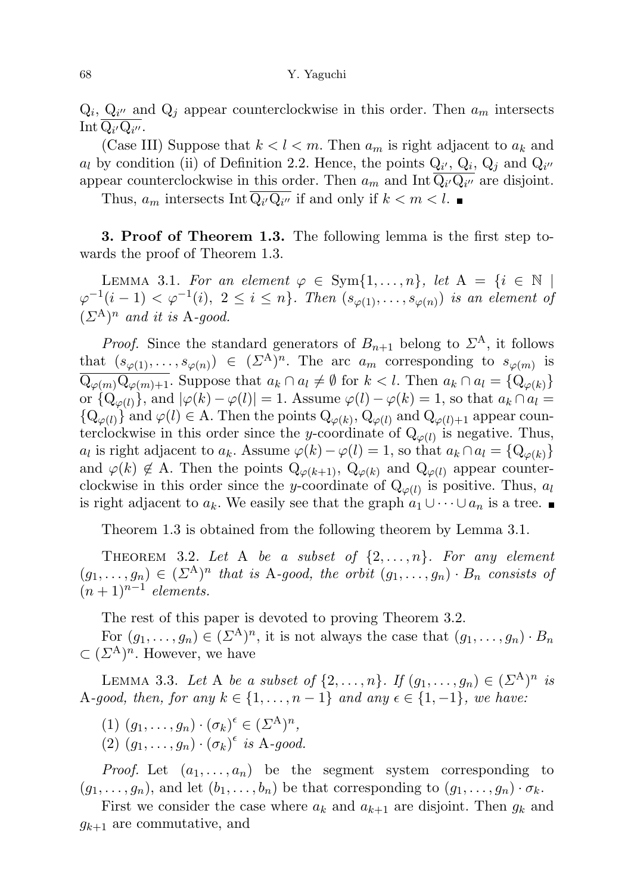$\mathrm{Q}_i$, $\mathrm{Q}_{i''}$ and $\mathrm{Q}_j$ appear counterclockwise in this order. Then $a_m$ intersects $\mathrm{Int}\,\overline{\mathrm{Q}_{i'}\mathrm{Q}_{i''}}$.

(Case III) Suppose that $k < l < m$. Then $a_m$ is right adjacent to $a_k$ and $a_l$ by condition (ii) of Definition 2.2. Hence, the points $\mathrm{Q}_{i'}$, $\mathrm{Q}_i$, $\mathrm{Q}_j$ and $\mathrm{Q}_{i''}$ appear counterclockwise in this order. Then $a_m$ and $\mathrm{Int}\,\overline{\mathrm{Q}_{i'}\mathrm{Q}_{i''}}$ are disjoint.

Thus, $a_m$ intersects $\mathrm{Int}\,\overline{\mathrm{Q}_{i'}\mathrm{Q}_{i''}}$ if and only if $k < m < l$. ∎

**3. Proof of Theorem 1.3.** The following lemma is the first step towards the proof of Theorem 1.3.

Lemma 3.1. *For an element $\varphi \in \mathrm{Sym}\{1,\dots,n\}$, let $\mathrm{A} = \{i \in \mathbb{N} \mid \varphi^{-1}(i-1) < \varphi^{-1}(i),\ 2 \le i \le n\}$. Then $(s_{\varphi(1)},\dots,s_{\varphi(n)})$ is an element of $(\Sigma^{\mathrm{A}})^n$ and it is* A*-good.*

*Proof.* Since the standard generators of $B_{n+1}$ belong to $\Sigma^{\mathrm{A}}$, it follows that $(s_{\varphi(1)},\dots,s_{\varphi(n)}) \in (\Sigma^{\mathrm{A}})^n$. The arc $a_m$ corresponding to $s_{\varphi(m)}$ is $\overline{\mathrm{Q}_{\varphi(m)}\mathrm{Q}_{\varphi(m)+1}}$. Suppose that $a_k \cap a_l \neq \emptyset$ for $k < l$. Then $a_k \cap a_l = \{\mathrm{Q}_{\varphi(k)}\}$ or $\{\mathrm{Q}_{\varphi(l)}\}$, and $|\varphi(k) - \varphi(l)| = 1$. Assume $\varphi(l) - \varphi(k) = 1$, so that $a_k \cap a_l = \{\mathrm{Q}_{\varphi(l)}\}$ and $\varphi(l) \in \mathrm{A}$. Then the points $\mathrm{Q}_{\varphi(k)}$, $\mathrm{Q}_{\varphi(l)}$ and $\mathrm{Q}_{\varphi(l)+1}$ appear counterclockwise in this order since the $y$-coordinate of $\mathrm{Q}_{\varphi(l)}$ is negative. Thus, $a_l$ is right adjacent to $a_k$. Assume $\varphi(k) - \varphi(l) = 1$, so that $a_k \cap a_l = \{\mathrm{Q}_{\varphi(k)}\}$ and $\varphi(k) \notin \mathrm{A}$. Then the points $\mathrm{Q}_{\varphi(k+1)}$, $\mathrm{Q}_{\varphi(k)}$ and $\mathrm{Q}_{\varphi(l)}$ appear counterclockwise in this order since the $y$-coordinate of $\mathrm{Q}_{\varphi(l)}$ is positive. Thus, $a_l$ is right adjacent to $a_k$. We easily see that the graph $a_1 \cup \dots \cup a_n$ is a tree. ∎

Theorem 1.3 is obtained from the following theorem by Lemma 3.1.

Theorem 3.2. *Let* A *be a subset of $\{2,\dots,n\}$. For any element $(g_1,\dots,g_n) \in (\Sigma^{\mathrm{A}})^n$ that is* A*-good, the orbit $(g_1,\dots,g_n)\cdot B_n$ consists of $(n+1)^{n-1}$ elements.*

The rest of this paper is devoted to proving Theorem 3.2.

For $(g_1,\dots,g_n) \in (\Sigma^{\mathrm{A}})^n$, it is not always the case that $(g_1,\dots,g_n)\cdot B_n \subset (\Sigma^{\mathrm{A}})^n$. However, we have

Lemma 3.3. *Let* A *be a subset of $\{2,\dots,n\}$. If $(g_1,\dots,g_n) \in (\Sigma^{\mathrm{A}})^n$ is* A*-good, then, for any $k \in \{1,\dots,n-1\}$ and any $\epsilon \in \{1,-1\}$, we have:*

(1) $(g_1,\dots,g_n)\cdot(\sigma_k)^\epsilon \in (\Sigma^{\mathrm{A}})^n$,

(2) $(g_1,\dots,g_n)\cdot(\sigma_k)^\epsilon$ *is* A*-good.*

*Proof.* Let $(a_1,\dots,a_n)$ be the segment system corresponding to $(g_1,\dots,g_n)$, and let $(b_1,\dots,b_n)$ be that corresponding to $(g_1,\dots,g_n)\cdot\sigma_k$.

First we consider the case where $a_k$ and $a_{k+1}$ are disjoint. Then $g_k$ and $g_{k+1}$ are commutative, and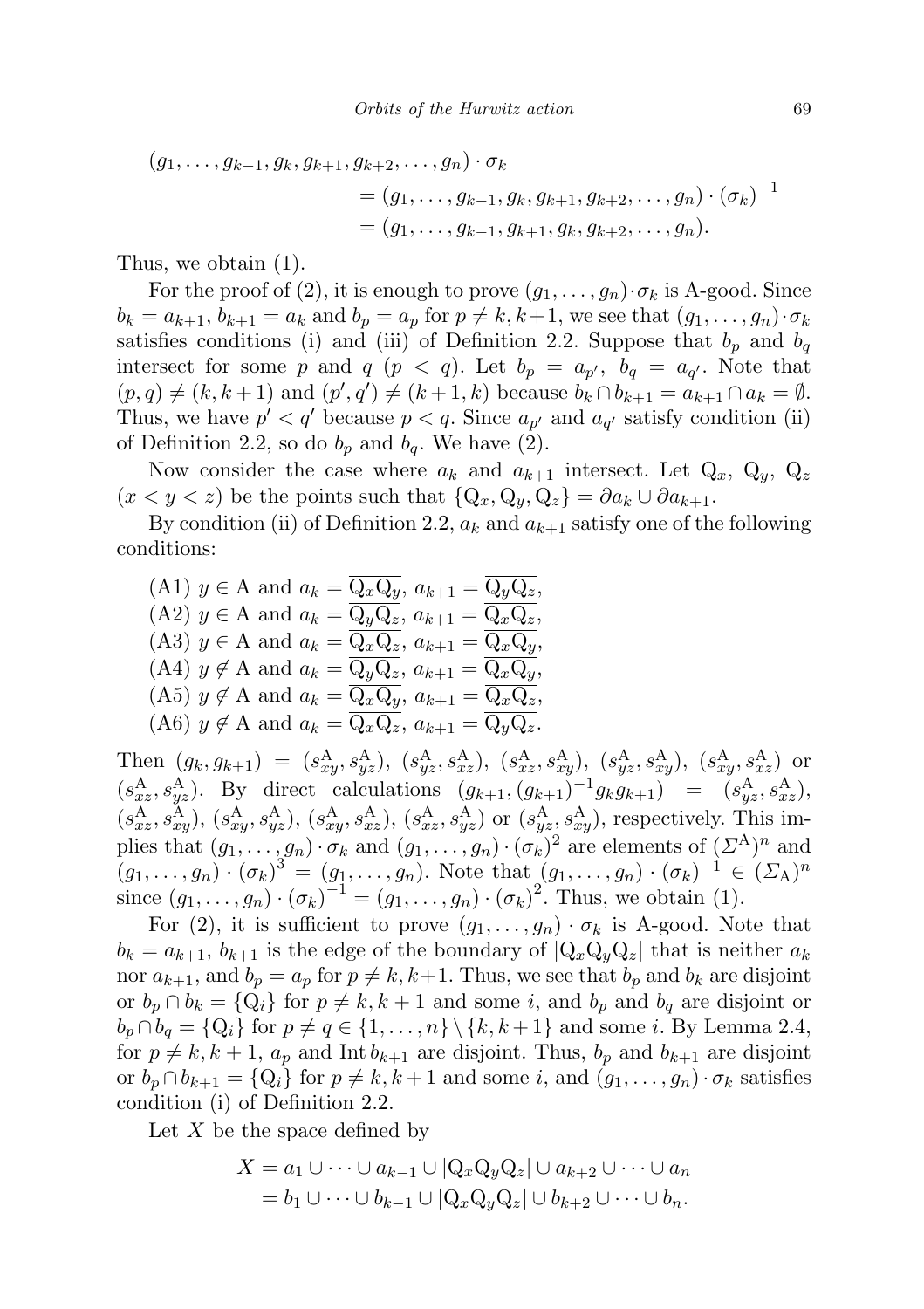$$
\begin{aligned}
(g_1, \dots, g_{k-1}, g_k, g_{k+1}, g_{k+2}, \dots, g_n) \cdot \sigma_k
&= (g_1, \dots, g_{k-1}, g_k, g_{k+1}, g_{k+2}, \dots, g_n) \cdot (\sigma_k)^{-1} \\
&= (g_1, \dots, g_{k-1}, g_{k+1}, g_k, g_{k+2}, \dots, g_n).
\end{aligned}
$$

Thus, we obtain (1).

For the proof of (2), it is enough to prove $(g_1, \dots, g_n) \cdot \sigma_k$ is A-good. Since $b_k = a_{k+1}$, $b_{k+1} = a_k$ and $b_p = a_p$ for $p \neq k, k+1$, we see that $(g_1, \dots, g_n) \cdot \sigma_k$ satisfies conditions (i) and (iii) of Definition 2.2. Suppose that $b_p$ and $b_q$ intersect for some $p$ and $q$ ($p < q$). Let $b_p = a_{p'}$, $b_q = a_{q'}$. Note that $(p, q) \neq (k, k+1)$ and $(p', q') \neq (k+1, k)$ because $b_k \cap b_{k+1} = a_{k+1} \cap a_k = \emptyset$. Thus, we have $p' < q'$ because $p < q$. Since $a_{p'}$ and $a_{q'}$ satisfy condition (ii) of Definition 2.2, so do $b_p$ and $b_q$. We have (2).

Now consider the case where $a_k$ and $a_{k+1}$ intersect. Let $\mathrm{Q}_x$, $\mathrm{Q}_y$, $\mathrm{Q}_z$ ($x < y < z$) be the points such that $\{\mathrm{Q}_x, \mathrm{Q}_y, \mathrm{Q}_z\} = \partial a_k \cup \partial a_{k+1}$.

By condition (ii) of Definition 2.2, $a_k$ and $a_{k+1}$ satisfy one of the following conditions:

(A1) $y \in \mathrm{A}$ and $a_k = \overline{\mathrm{Q}_x\mathrm{Q}_y}$, $a_{k+1} = \overline{\mathrm{Q}_y\mathrm{Q}_z}$,
(A2) $y \in \mathrm{A}$ and $a_k = \overline{\mathrm{Q}_y\mathrm{Q}_z}$, $a_{k+1} = \overline{\mathrm{Q}_x\mathrm{Q}_z}$,
(A3) $y \in \mathrm{A}$ and $a_k = \overline{\mathrm{Q}_x\mathrm{Q}_z}$, $a_{k+1} = \overline{\mathrm{Q}_x\mathrm{Q}_y}$,
(A4) $y \notin \mathrm{A}$ and $a_k = \overline{\mathrm{Q}_y\mathrm{Q}_z}$, $a_{k+1} = \overline{\mathrm{Q}_x\mathrm{Q}_y}$,
(A5) $y \notin \mathrm{A}$ and $a_k = \overline{\mathrm{Q}_x\mathrm{Q}_y}$, $a_{k+1} = \overline{\mathrm{Q}_x\mathrm{Q}_z}$,
(A6) $y \notin \mathrm{A}$ and $a_k = \overline{\mathrm{Q}_x\mathrm{Q}_z}$, $a_{k+1} = \overline{\mathrm{Q}_y\mathrm{Q}_z}$.

Then $(g_k, g_{k+1}) = (s^{\mathrm{A}}_{xy}, s^{\mathrm{A}}_{yz})$, $(s^{\mathrm{A}}_{yz}, s^{\mathrm{A}}_{xz})$, $(s^{\mathrm{A}}_{xz}, s^{\mathrm{A}}_{xy})$, $(s^{\mathrm{A}}_{yz}, s^{\mathrm{A}}_{xy})$, $(s^{\mathrm{A}}_{xy}, s^{\mathrm{A}}_{xz})$ or $(s^{\mathrm{A}}_{xz}, s^{\mathrm{A}}_{yz})$. By direct calculations $(g_{k+1}, (g_{k+1})^{-1} g_k g_{k+1}) = (s^{\mathrm{A}}_{yz}, s^{\mathrm{A}}_{xz})$, $(s^{\mathrm{A}}_{xz}, s^{\mathrm{A}}_{xy})$, $(s^{\mathrm{A}}_{xy}, s^{\mathrm{A}}_{yz})$, $(s^{\mathrm{A}}_{xy}, s^{\mathrm{A}}_{xz})$, $(s^{\mathrm{A}}_{xz}, s^{\mathrm{A}}_{yz})$ or $(s^{\mathrm{A}}_{yz}, s^{\mathrm{A}}_{xy})$, respectively. This implies that $(g_1, \dots, g_n) \cdot \sigma_k$ and $(g_1, \dots, g_n) \cdot (\sigma_k)^2$ are elements of $(\Sigma^{\mathrm{A}})^n$ and $(g_1, \dots, g_n) \cdot (\sigma_k)^3 = (g_1, \dots, g_n)$. Note that $(g_1, \dots, g_n) \cdot (\sigma_k)^{-1} \in (\Sigma_{\mathrm{A}})^n$ since $(g_1, \dots, g_n) \cdot (\sigma_k)^{-1} = (g_1, \dots, g_n) \cdot (\sigma_k)^2$. Thus, we obtain (1).

For (2), it is sufficient to prove $(g_1, \dots, g_n) \cdot \sigma_k$ is A-good. Note that $b_k = a_{k+1}$, $b_{k+1}$ is the edge of the boundary of $|\mathrm{Q}_x\mathrm{Q}_y\mathrm{Q}_z|$ that is neither $a_k$ nor $a_{k+1}$, and $b_p = a_p$ for $p \neq k, k+1$. Thus, we see that $b_p$ and $b_k$ are disjoint or $b_p \cap b_k = \{\mathrm{Q}_i\}$ for $p \neq k, k+1$ and some $i$, and $b_p$ and $b_q$ are disjoint or $b_p \cap b_q = \{\mathrm{Q}_i\}$ for $p \neq q \in \{1, \dots, n\} \setminus \{k, k+1\}$ and some $i$. By Lemma 2.4, for $p \neq k, k+1$, $a_p$ and $\operatorname{Int} b_{k+1}$ are disjoint. Thus, $b_p$ and $b_{k+1}$ are disjoint or $b_p \cap b_{k+1} = \{\mathrm{Q}_i\}$ for $p \neq k, k+1$ and some $i$, and $(g_1, \dots, g_n) \cdot \sigma_k$ satisfies condition (i) of Definition 2.2.

Let $X$ be the space defined by

$$
\begin{aligned}
X &= a_1 \cup \dots \cup a_{k-1} \cup |\mathrm{Q}_x\mathrm{Q}_y\mathrm{Q}_z| \cup a_{k+2} \cup \dots \cup a_n \\
&= b_1 \cup \dots \cup b_{k-1} \cup |\mathrm{Q}_x\mathrm{Q}_y\mathrm{Q}_z| \cup b_{k+2} \cup \dots \cup b_n.
\end{aligned}
$$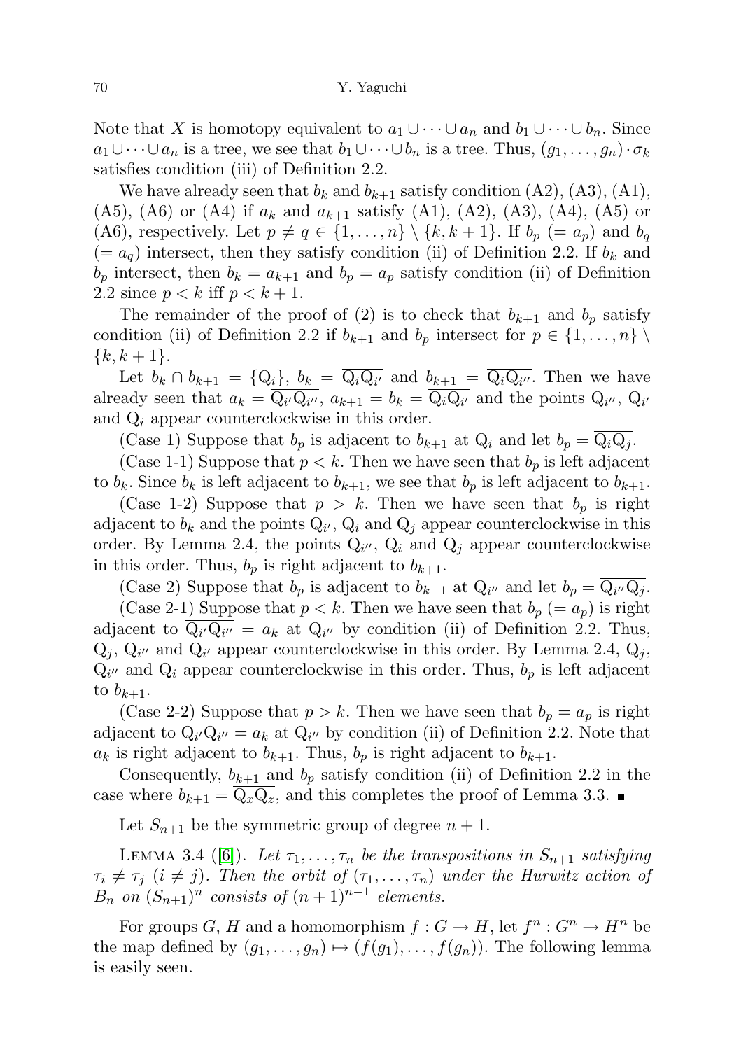Note that $X$ is homotopy equivalent to $a_1 \cup \cdots \cup a_n$ and $b_1 \cup \cdots \cup b_n$. Since $a_1 \cup \cdots \cup a_n$ is a tree, we see that $b_1 \cup \cdots \cup b_n$ is a tree. Thus, $(g_1, \ldots, g_n) \cdot \sigma_k$ satisfies condition (iii) of Definition 2.2.

We have already seen that $b_k$ and $b_{k+1}$ satisfy condition (A2), (A3), (A1), (A5), (A6) or (A4) if $a_k$ and $a_{k+1}$ satisfy (A1), (A2), (A3), (A4), (A5) or (A6), respectively. Let $p \neq q \in \{1, \ldots, n\} \setminus \{k, k+1\}$. If $b_p$ $(= a_p)$ and $b_q$ $(= a_q)$ intersect, then they satisfy condition (ii) of Definition 2.2. If $b_k$ and $b_p$ intersect, then $b_k = a_{k+1}$ and $b_p = a_p$ satisfy condition (ii) of Definition 2.2 since $p < k$ iff $p < k+1$.

The remainder of the proof of (2) is to check that $b_{k+1}$ and $b_p$ satisfy condition (ii) of Definition 2.2 if $b_{k+1}$ and $b_p$ intersect for $p \in \{1, \ldots, n\} \setminus \{k, k+1\}$.

Let $b_k \cap b_{k+1} = \{\mathrm{Q}_i\}$, $b_k = \overline{\mathrm{Q}_i\mathrm{Q}_{i'}}$ and $b_{k+1} = \overline{\mathrm{Q}_i\mathrm{Q}_{i''}}$. Then we have already seen that $a_k = \overline{\mathrm{Q}_{i'}\mathrm{Q}_{i''}}$, $a_{k+1} = b_k = \overline{\mathrm{Q}_i\mathrm{Q}_{i'}}$ and the points $\mathrm{Q}_{i''}$, $\mathrm{Q}_{i'}$ and $\mathrm{Q}_i$ appear counterclockwise in this order.

(Case 1) Suppose that $b_p$ is adjacent to $b_{k+1}$ at $\mathrm{Q}_i$ and let $b_p = \overline{\mathrm{Q}_i\mathrm{Q}_j}$.

(Case 1-1) Suppose that $p < k$. Then we have seen that $b_p$ is left adjacent to $b_k$. Since $b_k$ is left adjacent to $b_{k+1}$, we see that $b_p$ is left adjacent to $b_{k+1}$.

(Case 1-2) Suppose that $p > k$. Then we have seen that $b_p$ is right adjacent to $b_k$ and the points $\mathrm{Q}_{i'}$, $\mathrm{Q}_i$ and $\mathrm{Q}_j$ appear counterclockwise in this order. By Lemma 2.4, the points $\mathrm{Q}_{i''}$, $\mathrm{Q}_i$ and $\mathrm{Q}_j$ appear counterclockwise in this order. Thus, $b_p$ is right adjacent to $b_{k+1}$.

(Case 2) Suppose that $b_p$ is adjacent to $b_{k+1}$ at $\mathrm{Q}_{i''}$ and let $b_p = \overline{\mathrm{Q}_{i''}\mathrm{Q}_j}$.

(Case 2-1) Suppose that $p < k$. Then we have seen that $b_p$ $(= a_p)$ is right adjacent to $\overline{\mathrm{Q}_{i'}\mathrm{Q}_{i''}} = a_k$ at $\mathrm{Q}_{i''}$ by condition (ii) of Definition 2.2. Thus, $\mathrm{Q}_j$, $\mathrm{Q}_{i''}$ and $\mathrm{Q}_{i'}$ appear counterclockwise in this order. By Lemma 2.4, $\mathrm{Q}_j$, $\mathrm{Q}_{i''}$ and $\mathrm{Q}_i$ appear counterclockwise in this order. Thus, $b_p$ is left adjacent to $b_{k+1}$.

(Case 2-2) Suppose that $p > k$. Then we have seen that $b_p = a_p$ is right adjacent to $\overline{\mathrm{Q}_{i'}\mathrm{Q}_{i''}} = a_k$ at $\mathrm{Q}_{i''}$ by condition (ii) of Definition 2.2. Note that $a_k$ is right adjacent to $b_{k+1}$. Thus, $b_p$ is right adjacent to $b_{k+1}$.

Consequently, $b_{k+1}$ and $b_p$ satisfy condition (ii) of Definition 2.2 in the case where $b_{k+1} = \overline{\mathrm{Q}_x\mathrm{Q}_z}$, and this completes the proof of Lemma 3.3. ∎

Let $S_{n+1}$ be the symmetric group of degree $n+1$.

LEMMA 3.4 ([6]). *Let $\tau_1, \ldots, \tau_n$ be the transpositions in $S_{n+1}$ satisfying $\tau_i \neq \tau_j$ $(i \neq j)$. Then the orbit of $(\tau_1, \ldots, \tau_n)$ under the Hurwitz action of $B_n$ on $(S_{n+1})^n$ consists of $(n+1)^{n-1}$ elements.*

For groups $G$, $H$ and a homomorphism $f : G \to H$, let $f^n : G^n \to H^n$ be the map defined by $(g_1, \ldots, g_n) \mapsto (f(g_1), \ldots, f(g_n))$. The following lemma is easily seen.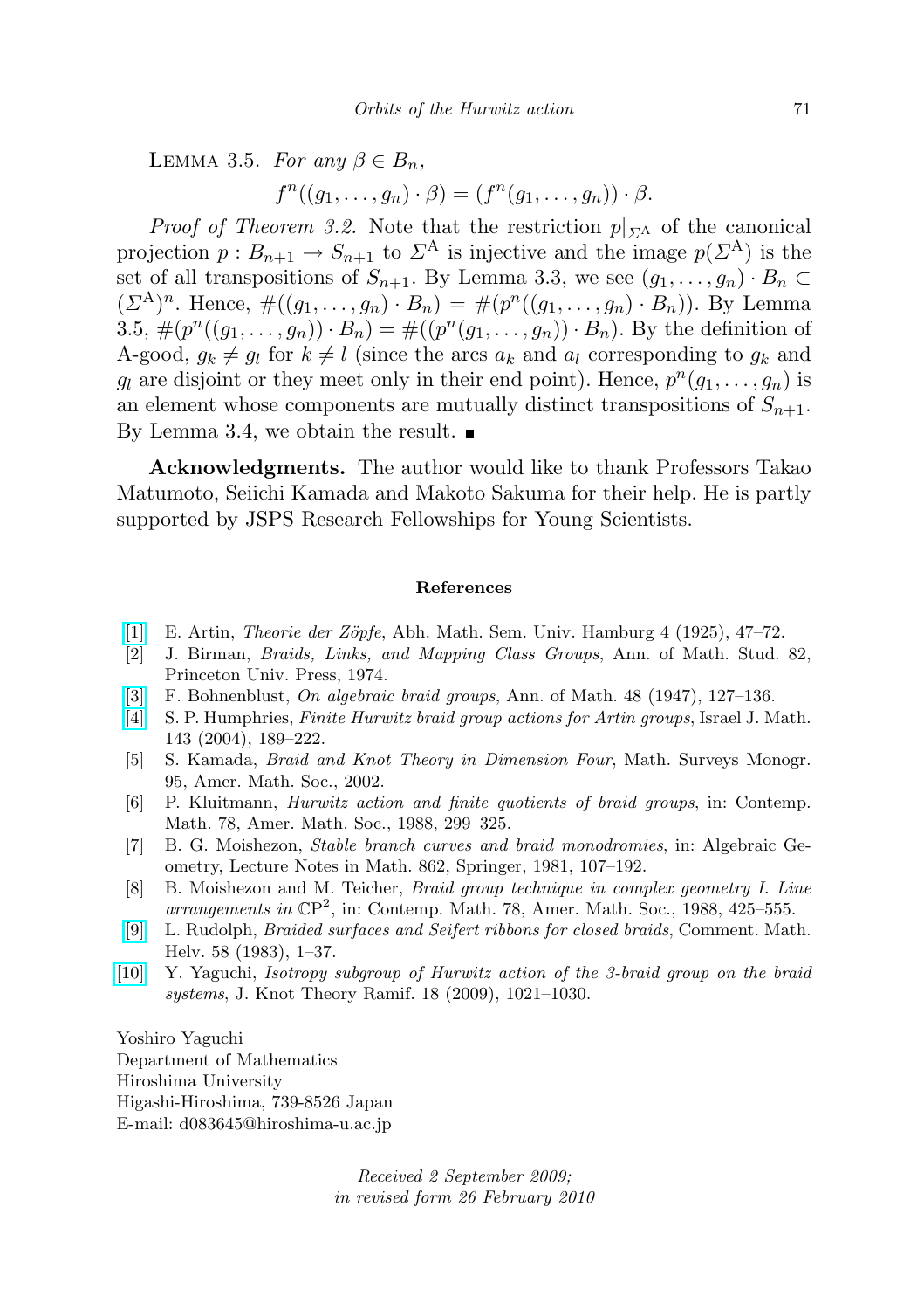LEMMA 3.5. *For any* $\beta \in B_n$,

$$f^n((g_1, \dots, g_n) \cdot \beta) = (f^n(g_1, \dots, g_n)) \cdot \beta.$$

*Proof of Theorem 3.2.* Note that the restriction $p|_{\Sigma^{\mathrm{A}}}$ of the canonical projection $p : B_{n+1} \to S_{n+1}$ to $\Sigma^{\mathrm{A}}$ is injective and the image $p(\Sigma^{\mathrm{A}})$ is the set of all transpositions of $S_{n+1}$. By Lemma 3.3, we see $(g_1, \dots, g_n) \cdot B_n \subset (\Sigma^{\mathrm{A}})^n$. Hence, $\#((g_1, \dots, g_n) \cdot B_n) = \#(p^n((g_1, \dots, g_n) \cdot B_n))$. By Lemma 3.5, $\#(p^n((g_1, \dots, g_n)) \cdot B_n) = \#((p^n(g_1, \dots, g_n)) \cdot B_n)$. By the definition of A-good, $g_k \neq g_l$ for $k \neq l$ (since the arcs $a_k$ and $a_l$ corresponding to $g_k$ and $g_l$ are disjoint or they meet only in their end point). Hence, $p^n(g_1, \dots, g_n)$ is an element whose components are mutually distinct transpositions of $S_{n+1}$. By Lemma 3.4, we obtain the result. ∎

**Acknowledgments.** The author would like to thank Professors Takao Matumoto, Seiichi Kamada and Makoto Sakuma for their help. He is partly supported by JSPS Research Fellowships for Young Scientists.

### References

[1] E. Artin, *Theorie der Zöpfe*, Abh. Math. Sem. Univ. Hamburg 4 (1925), 47–72.

[2] J. Birman, *Braids, Links, and Mapping Class Groups*, Ann. of Math. Stud. 82, Princeton Univ. Press, 1974.

[3] F. Bohnenblust, *On algebraic braid groups*, Ann. of Math. 48 (1947), 127–136.

[4] S. P. Humphries, *Finite Hurwitz braid group actions for Artin groups*, Israel J. Math. 143 (2004), 189–222.

[5] S. Kamada, *Braid and Knot Theory in Dimension Four*, Math. Surveys Monogr. 95, Amer. Math. Soc., 2002.

[6] P. Kluitmann, *Hurwitz action and finite quotients of braid groups*, in: Contemp. Math. 78, Amer. Math. Soc., 1988, 299–325.

[7] B. G. Moishezon, *Stable branch curves and braid monodromies*, in: Algebraic Geometry, Lecture Notes in Math. 862, Springer, 1981, 107–192.

[8] B. Moishezon and M. Teicher, *Braid group technique in complex geometry I. Line arrangements in* $\mathbb{C}\mathrm{P}^2$, in: Contemp. Math. 78, Amer. Math. Soc., 1988, 425–555.

[9] L. Rudolph, *Braided surfaces and Seifert ribbons for closed braids*, Comment. Math. Helv. 58 (1983), 1–37.

[10] Y. Yaguchi, *Isotropy subgroup of Hurwitz action of the 3-braid group on the braid systems*, J. Knot Theory Ramif. 18 (2009), 1021–1030.

Yoshiro Yaguchi
Department of Mathematics
Hiroshima University
Higashi-Hiroshima, 739-8526 Japan
E-mail: d083645@hiroshima-u.ac.jp

*Received 2 September 2009;*
*in revised form 26 February 2010*